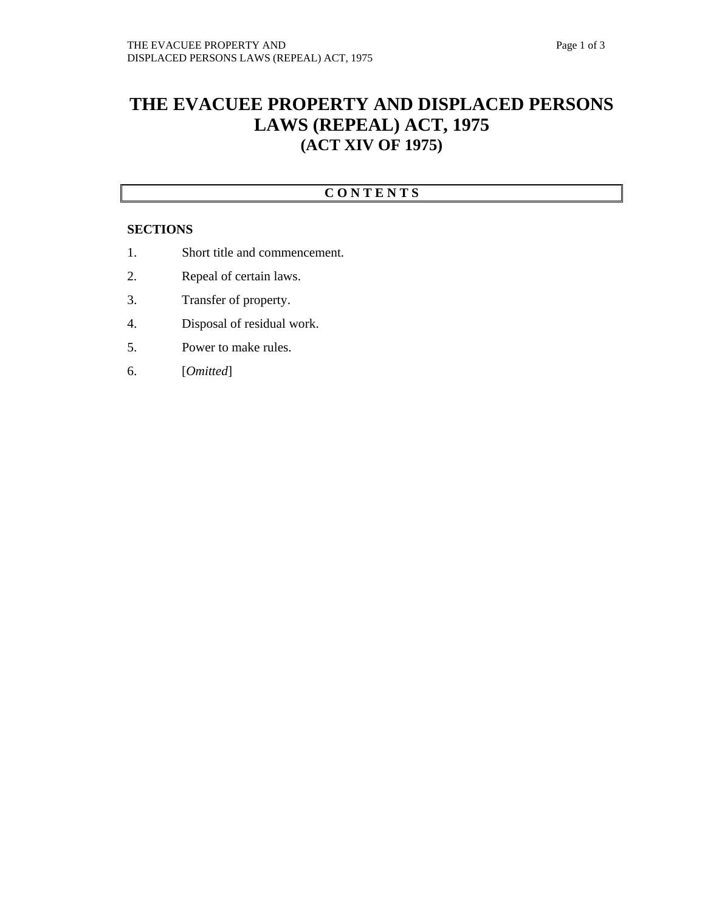# THE EVACUEE PROPERTY AND DISPLACED PERSONS LAWS (REPEAL) ACT, 1975
## (ACT XIV OF 1975)

**C O N T E N T S**

**SECTIONS**

1. Short title and commencement.
2. Repeal of certain laws.
3. Transfer of property.
4. Disposal of residual work.
5. Power to make rules.
6. [*Omitted*]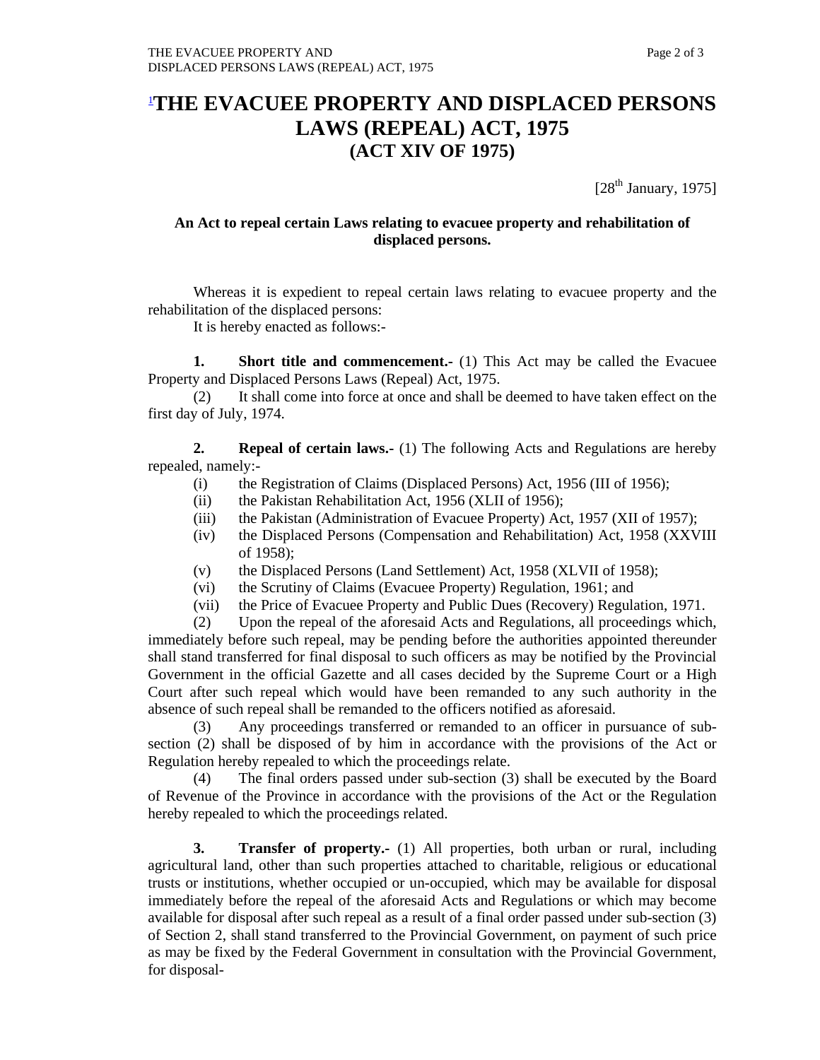# [1]THE EVACUEE PROPERTY AND DISPLACED PERSONS LAWS (REPEAL) ACT, 1975
## (ACT XIV OF 1975)

[28th January, 1975]

**An Act to repeal certain Laws relating to evacuee property and rehabilitation of displaced persons.**

Whereas it is expedient to repeal certain laws relating to evacuee property and the rehabilitation of the displaced persons:

It is hereby enacted as follows:-

**1. Short title and commencement.-** (1) This Act may be called the Evacuee Property and Displaced Persons Laws (Repeal) Act, 1975.

(2) It shall come into force at once and shall be deemed to have taken effect on the first day of July, 1974.

**2. Repeal of certain laws.-** (1) The following Acts and Regulations are hereby repealed, namely:-

(i) the Registration of Claims (Displaced Persons) Act, 1956 (III of 1956);

(ii) the Pakistan Rehabilitation Act, 1956 (XLII of 1956);

(iii) the Pakistan (Administration of Evacuee Property) Act, 1957 (XII of 1957);

(iv) the Displaced Persons (Compensation and Rehabilitation) Act, 1958 (XXVIII of 1958);

(v) the Displaced Persons (Land Settlement) Act, 1958 (XLVII of 1958);

(vi) the Scrutiny of Claims (Evacuee Property) Regulation, 1961; and

(vii) the Price of Evacuee Property and Public Dues (Recovery) Regulation, 1971.

(2) Upon the repeal of the aforesaid Acts and Regulations, all proceedings which, immediately before such repeal, may be pending before the authorities appointed thereunder shall stand transferred for final disposal to such officers as may be notified by the Provincial Government in the official Gazette and all cases decided by the Supreme Court or a High Court after such repeal which would have been remanded to any such authority in the absence of such repeal shall be remanded to the officers notified as aforesaid.

(3) Any proceedings transferred or remanded to an officer in pursuance of sub-section (2) shall be disposed of by him in accordance with the provisions of the Act or Regulation hereby repealed to which the proceedings relate.

(4) The final orders passed under sub-section (3) shall be executed by the Board of Revenue of the Province in accordance with the provisions of the Act or the Regulation hereby repealed to which the proceedings related.

**3. Transfer of property.-** (1) All properties, both urban or rural, including agricultural land, other than such properties attached to charitable, religious or educational trusts or institutions, whether occupied or un-occupied, which may be available for disposal immediately before the repeal of the aforesaid Acts and Regulations or which may become available for disposal after such repeal as a result of a final order passed under sub-section (3) of Section 2, shall stand transferred to the Provincial Government, on payment of such price as may be fixed by the Federal Government in consultation with the Provincial Government, for disposal-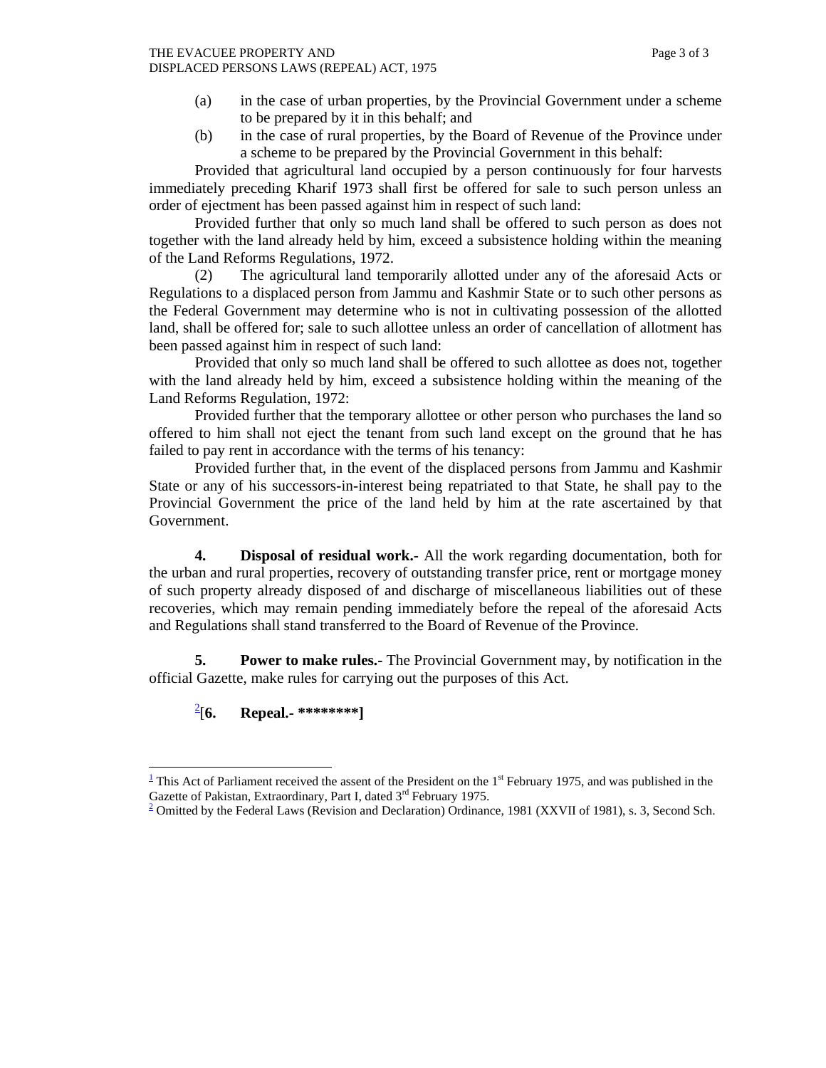(a) in the case of urban properties, by the Provincial Government under a scheme to be prepared by it in this behalf; and

(b) in the case of rural properties, by the Board of Revenue of the Province under a scheme to be prepared by the Provincial Government in this behalf:

Provided that agricultural land occupied by a person continuously for four harvests immediately preceding Kharif 1973 shall first be offered for sale to such person unless an order of ejectment has been passed against him in respect of such land:

Provided further that only so much land shall be offered to such person as does not together with the land already held by him, exceed a subsistence holding within the meaning of the Land Reforms Regulations, 1972.

(2) The agricultural land temporarily allotted under any of the aforesaid Acts or Regulations to a displaced person from Jammu and Kashmir State or to such other persons as the Federal Government may determine who is not in cultivating possession of the allotted land, shall be offered for; sale to such allottee unless an order of cancellation of allotment has been passed against him in respect of such land:

Provided that only so much land shall be offered to such allottee as does not, together with the land already held by him, exceed a subsistence holding within the meaning of the Land Reforms Regulation, 1972:

Provided further that the temporary allottee or other person who purchases the land so offered to him shall not eject the tenant from such land except on the ground that he has failed to pay rent in accordance with the terms of his tenancy:

Provided further that, in the event of the displaced persons from Jammu and Kashmir State or any of his successors-in-interest being repatriated to that State, he shall pay to the Provincial Government the price of the land held by him at the rate ascertained by that Government.

**4. Disposal of residual work.-** All the work regarding documentation, both for the urban and rural properties, recovery of outstanding transfer price, rent or mortgage money of such property already disposed of and discharge of miscellaneous liabilities out of these recoveries, which may remain pending immediately before the repeal of the aforesaid Acts and Regulations shall stand transferred to the Board of Revenue of the Province.

**5. Power to make rules.-** The Provincial Government may, by notification in the official Gazette, make rules for carrying out the purposes of this Act.

[2][**6. Repeal.- ********]**

---

[1] This Act of Parliament received the assent of the President on the 1st February 1975, and was published in the Gazette of Pakistan, Extraordinary, Part I, dated 3rd February 1975.

[2] Omitted by the Federal Laws (Revision and Declaration) Ordinance, 1981 (XXVII of 1981), s. 3, Second Sch.